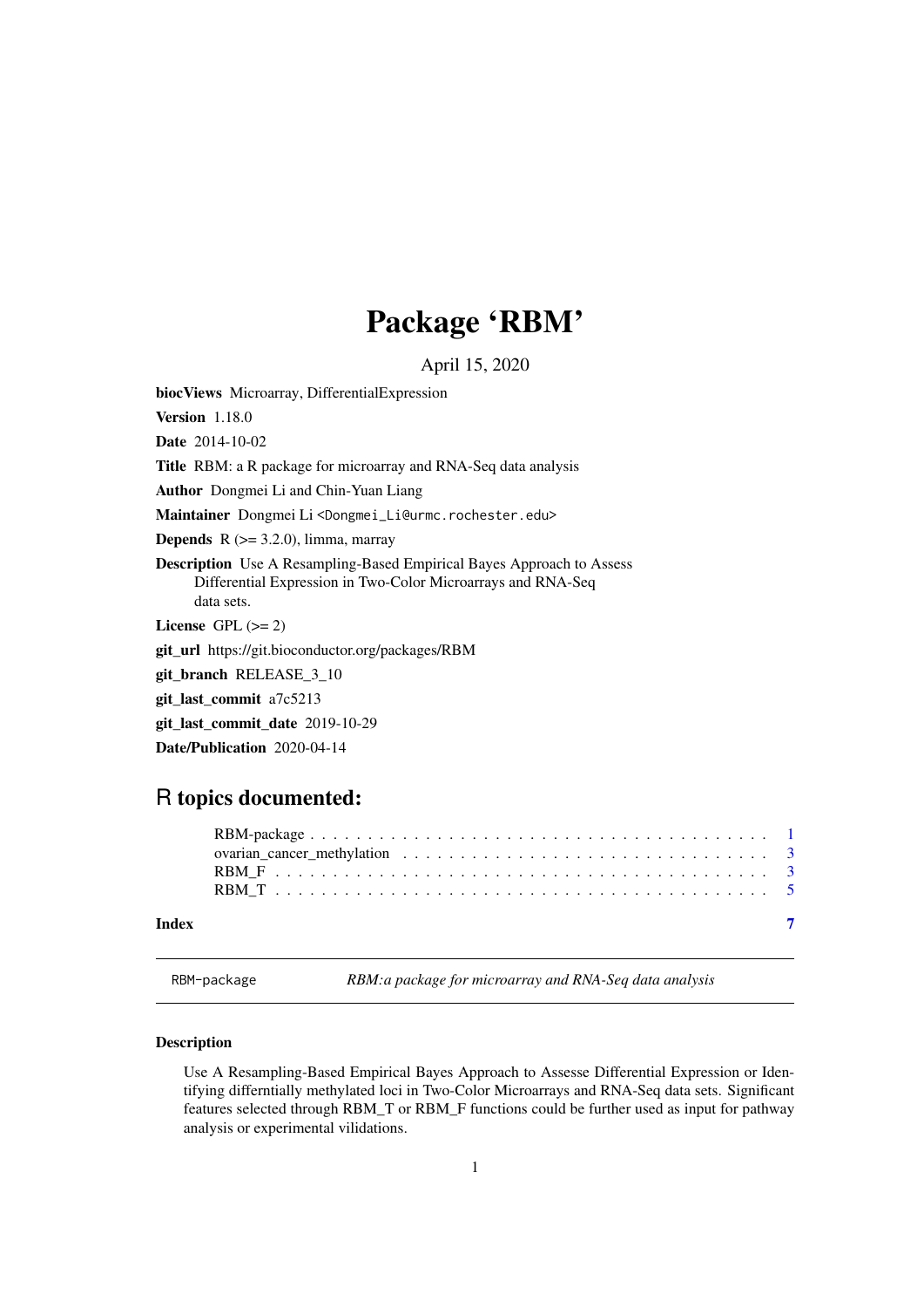# Package 'RBM'

April 15, 2020

**biocViews** Microarray, DifferentialExpression

**Version** 1.18.0

**Date** 2014-10-02

**Title** RBM: a R package for microarray and RNA-Seq data analysis

**Author** Dongmei Li and Chin-Yuan Liang

**Maintainer** Dongmei Li <Dongmei_Li@urmc.rochester.edu>

**Depends** R (>= 3.2.0), limma, marray

**Description** Use A Resampling-Based Empirical Bayes Approach to Assess Differential Expression in Two-Color Microarrays and RNA-Seq data sets.

**License** GPL (>= 2)

**git_url** https://git.bioconductor.org/packages/RBM

**git_branch** RELEASE_3_10

**git_last_commit** a7c5213

**git_last_commit_date** 2019-10-29

**Date/Publication** 2020-04-14

## R topics documented:

- RBM-package . . . . . . . . . . . . . . . . . . . . . . . . . . . . . . . . . . . . . . . 1
- ovarian_cancer_methylation . . . . . . . . . . . . . . . . . . . . . . . . . . . . . . . 3
- RBM_F . . . . . . . . . . . . . . . . . . . . . . . . . . . . . . . . . . . . . . . . . . 3
- RBM_T . . . . . . . . . . . . . . . . . . . . . . . . . . . . . . . . . . . . . . . . . . 5

**Index** 7

---

`RBM-package` *RBM:a package for microarray and RNA-Seq data analysis*

---

### Description

Use A Resampling-Based Empirical Bayes Approach to Assesse Differential Expression or Identifying differntially methylated loci in Two-Color Microarrays and RNA-Seq data sets. Significant features selected through RBM_T or RBM_F functions could be further used as input for pathway analysis or experimental vilidations.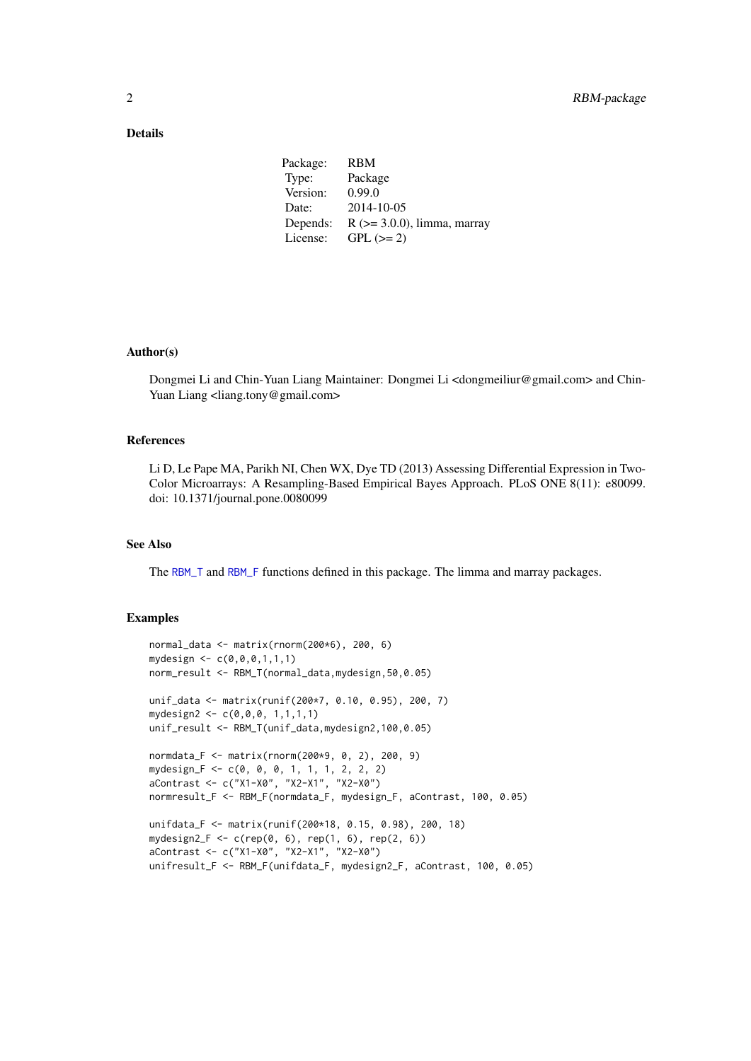### Details

| | |
|---|---|
| Package: | RBM |
| Type: | Package |
| Version: | 0.99.0 |
| Date: | 2014-10-05 |
| Depends: | R (>= 3.0.0), limma, marray |
| License: | GPL (>= 2) |

### Author(s)

Dongmei Li and Chin-Yuan Liang Maintainer: Dongmei Li <dongmeiliur@gmail.com> and Chin-Yuan Liang <liang.tony@gmail.com>

### References

Li D, Le Pape MA, Parikh NI, Chen WX, Dye TD (2013) Assessing Differential Expression in Two-Color Microarrays: A Resampling-Based Empirical Bayes Approach. PLoS ONE 8(11): e80099. doi: 10.1371/journal.pone.0080099

### See Also

The RBM_T and RBM_F functions defined in this package. The limma and marray packages.

### Examples

```
normal_data <- matrix(rnorm(200*6), 200, 6)
mydesign <- c(0,0,0,1,1,1)
norm_result <- RBM_T(normal_data,mydesign,50,0.05)

unif_data <- matrix(runif(200*7, 0.10, 0.95), 200, 7)
mydesign2 <- c(0,0,0, 1,1,1,1)
unif_result <- RBM_T(unif_data,mydesign2,100,0.05)

normdata_F <- matrix(rnorm(200*9, 0, 2), 200, 9)
mydesign_F <- c(0, 0, 0, 1, 1, 1, 2, 2, 2)
aContrast <- c("X1-X0", "X2-X1", "X2-X0")
normresult_F <- RBM_F(normdata_F, mydesign_F, aContrast, 100, 0.05)

unifdata_F <- matrix(runif(200*18, 0.15, 0.98), 200, 18)
mydesign2_F <- c(rep(0, 6), rep(1, 6), rep(2, 6))
aContrast <- c("X1-X0", "X2-X1", "X2-X0")
unifresult_F <- RBM_F(unifdata_F, mydesign2_F, aContrast, 100, 0.05)
```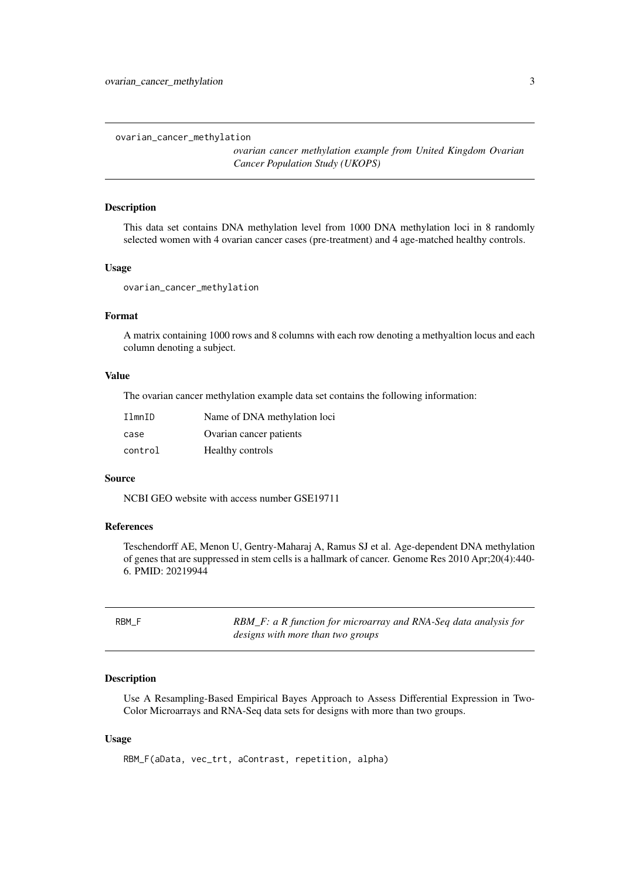## ovarian_cancer_methylation

*ovarian cancer methylation example from United Kingdom Ovarian Cancer Population Study (UKOPS)*

### Description

This data set contains DNA methylation level from 1000 DNA methylation loci in 8 randomly selected women with 4 ovarian cancer cases (pre-treatment) and 4 age-matched healthy controls.

### Usage

```
ovarian_cancer_methylation
```

### Format

A matrix containing 1000 rows and 8 columns with each row denoting a methyaltion locus and each column denoting a subject.

### Value

The ovarian cancer methylation example data set contains the following information:

| | |
|---|---|
| `IlmnID` | Name of DNA methylation loci |
| `case` | Ovarian cancer patients |
| `control` | Healthy controls |

### Source

NCBI GEO website with access number GSE19711

### References

Teschendorff AE, Menon U, Gentry-Maharaj A, Ramus SJ et al. Age-dependent DNA methylation of genes that are suppressed in stem cells is a hallmark of cancer. Genome Res 2010 Apr;20(4):440-6. PMID: 20219944

## RBM_F

*RBM_F: a R function for microarray and RNA-Seq data analysis for designs with more than two groups*

### Description

Use A Resampling-Based Empirical Bayes Approach to Assess Differential Expression in Two-Color Microarrays and RNA-Seq data sets for designs with more than two groups.

### Usage

```
RBM_F(aData, vec_trt, aContrast, repetition, alpha)
```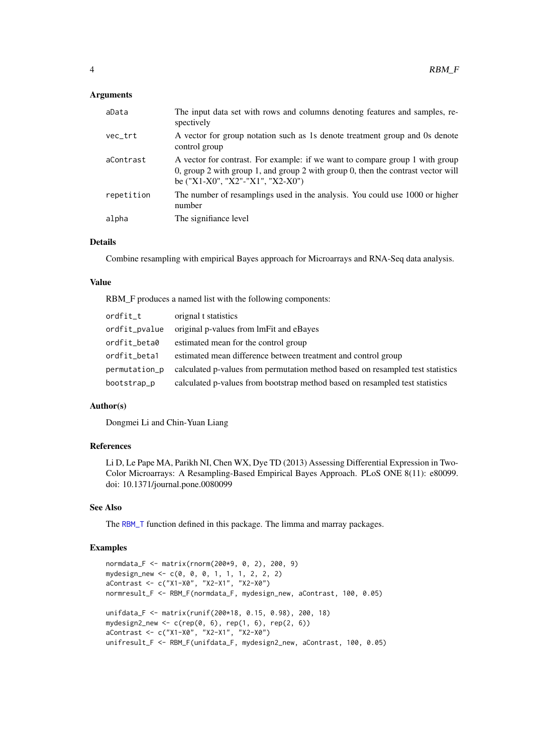### Arguments

| | |
|---|---|
| aData | The input data set with rows and columns denoting features and samples, respectively |
| vec_trt | A vector for group notation such as 1s denote treatment group and 0s denote control group |
| aContrast | A vector for contrast. For example: if we want to compare group 1 with group 0, group 2 with group 1, and group 2 with group 0, then the contrast vector will be ("X1-X0", "X2"-"X1", "X2-X0") |
| repetition | The number of resamplings used in the analysis. You could use 1000 or higher number |
| alpha | The signifiance level |

### Details

Combine resampling with empirical Bayes approach for Microarrays and RNA-Seq data analysis.

### Value

RBM_F produces a named list with the following components:

| | |
|---|---|
| ordfit_t | orignal t statistics |
| ordfit_pvalue | original p-values from lmFit and eBayes |
| ordfit_beta0 | estimated mean for the control group |
| ordfit_beta1 | estimated mean difference between treatment and control group |
| permutation_p | calculated p-values from permutation method based on resampled test statistics |
| bootstrap_p | calculated p-values from bootstrap method based on resampled test statistics |

### Author(s)

Dongmei Li and Chin-Yuan Liang

### References

Li D, Le Pape MA, Parikh NI, Chen WX, Dye TD (2013) Assessing Differential Expression in Two-Color Microarrays: A Resampling-Based Empirical Bayes Approach. PLoS ONE 8(11): e80099. doi: 10.1371/journal.pone.0080099

### See Also

The RBM_T function defined in this package. The limma and marray packages.

### Examples

```
normdata_F <- matrix(rnorm(200*9, 0, 2), 200, 9)
mydesign_new <- c(0, 0, 0, 1, 1, 1, 2, 2, 2)
aContrast <- c("X1-X0", "X2-X1", "X2-X0")
normresult_F <- RBM_F(normdata_F, mydesign_new, aContrast, 100, 0.05)

unifdata_F <- matrix(runif(200*18, 0.15, 0.98), 200, 18)
mydesign2_new <- c(rep(0, 6), rep(1, 6), rep(2, 6))
aContrast <- c("X1-X0", "X2-X1", "X2-X0")
unifresult_F <- RBM_F(unifdata_F, mydesign2_new, aContrast, 100, 0.05)
```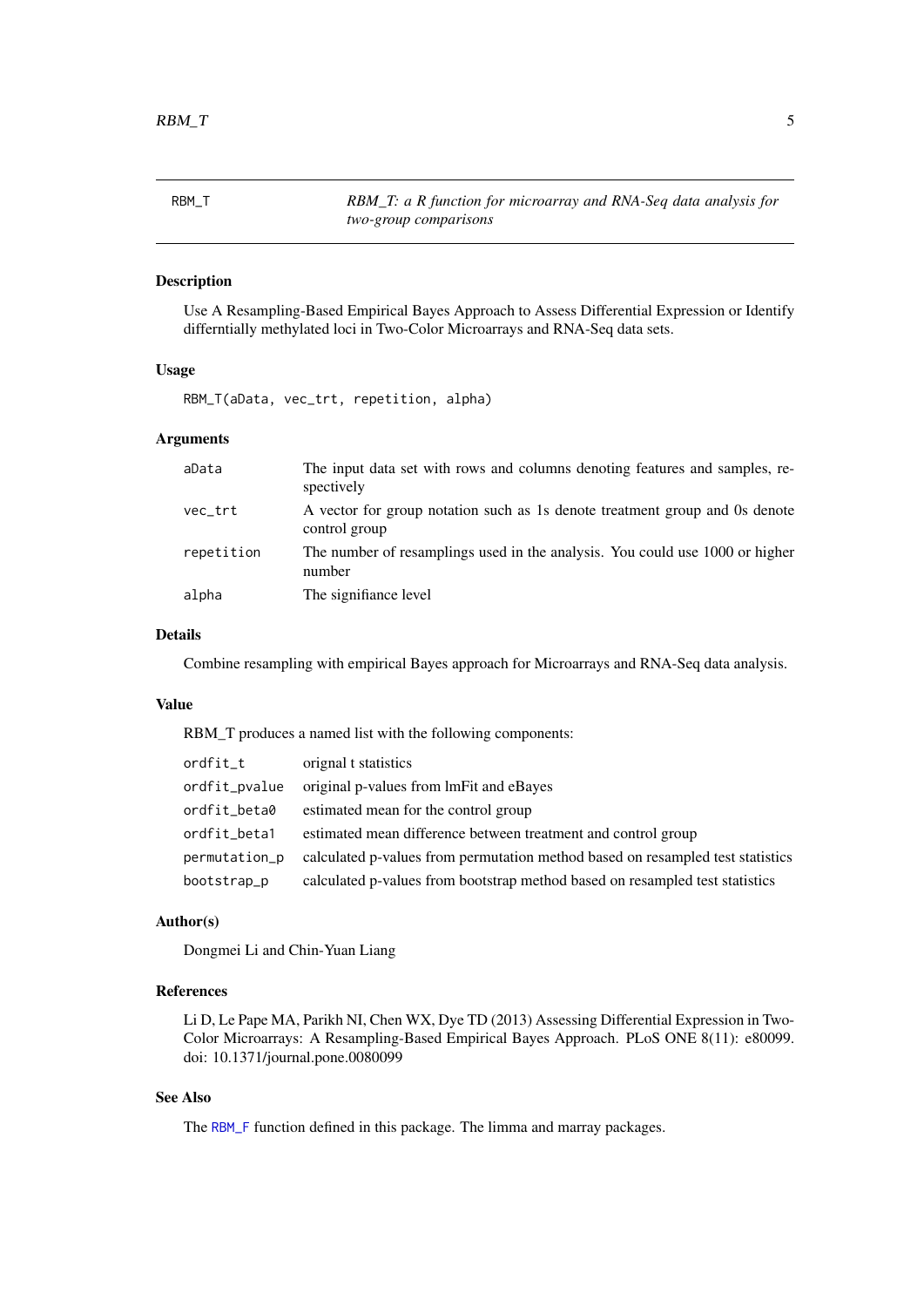RBM_T *RBM_T: a R function for microarray and RNA-Seq data analysis for two-group comparisons*

## Description

Use A Resampling-Based Empirical Bayes Approach to Assess Differential Expression or Identify differntially methylated loci in Two-Color Microarrays and RNA-Seq data sets.

## Usage

```
RBM_T(aData, vec_trt, repetition, alpha)
```

## Arguments

| | |
|---|---|
| aData | The input data set with rows and columns denoting features and samples, respectively |
| vec_trt | A vector for group notation such as 1s denote treatment group and 0s denote control group |
| repetition | The number of resamplings used in the analysis. You could use 1000 or higher number |
| alpha | The signifiance level |

## Details

Combine resampling with empirical Bayes approach for Microarrays and RNA-Seq data analysis.

## Value

RBM_T produces a named list with the following components:

| | |
|---|---|
| ordfit_t | orignal t statistics |
| ordfit_pvalue | original p-values from lmFit and eBayes |
| ordfit_beta0 | estimated mean for the control group |
| ordfit_beta1 | estimated mean difference between treatment and control group |
| permutation_p | calculated p-values from permutation method based on resampled test statistics |
| bootstrap_p | calculated p-values from bootstrap method based on resampled test statistics |

## Author(s)

Dongmei Li and Chin-Yuan Liang

## References

Li D, Le Pape MA, Parikh NI, Chen WX, Dye TD (2013) Assessing Differential Expression in Two-Color Microarrays: A Resampling-Based Empirical Bayes Approach. PLoS ONE 8(11): e80099. doi: 10.1371/journal.pone.0080099

## See Also

The RBM_F function defined in this package. The limma and marray packages.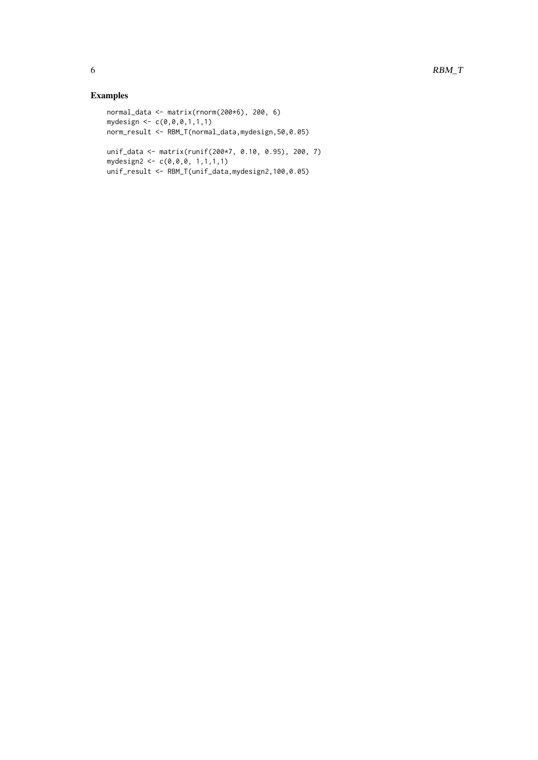## Examples

```
normal_data <- matrix(rnorm(200*6), 200, 6)
mydesign <- c(0,0,0,1,1,1)
norm_result <- RBM_T(normal_data,mydesign,50,0.05)

unif_data <- matrix(runif(200*7, 0.10, 0.95), 200, 7)
mydesign2 <- c(0,0,0, 1,1,1,1)
unif_result <- RBM_T(unif_data,mydesign2,100,0.05)
```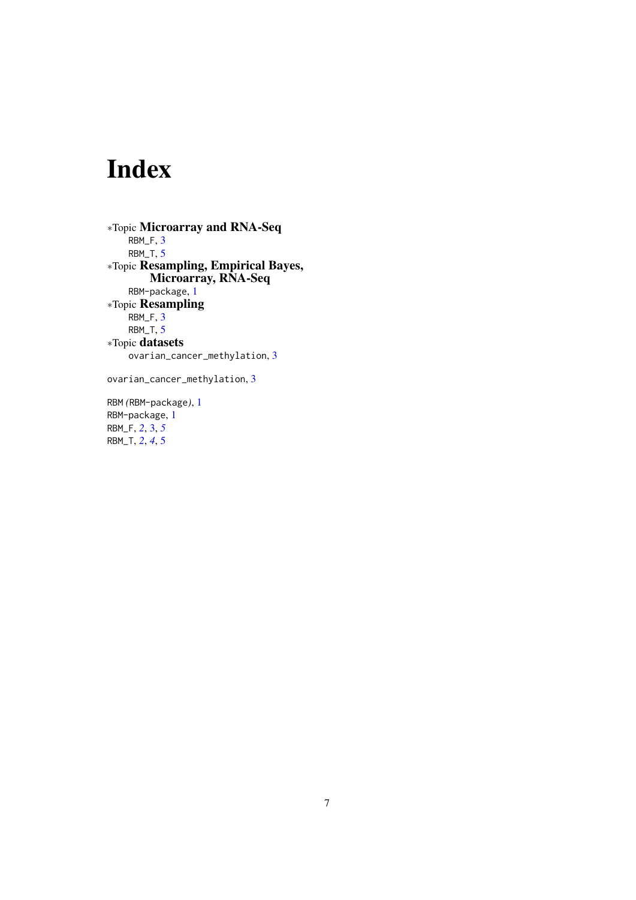# Index

*Topic **Microarray and RNA-Seq**
  - RBM_F, 3
  - RBM_T, 5

*Topic **Resampling, Empirical Bayes, Microarray, RNA-Seq**
  - RBM-package, 1

*Topic **Resampling**
  - RBM_F, 3
  - RBM_T, 5

*Topic **datasets**
  - ovarian_cancer_methylation, 3

ovarian_cancer_methylation, 3

RBM *(*RBM-package*)*, 1
RBM-package, 1
RBM_F, *2*, 3, *5*
RBM_T, *2*, *4*, 5